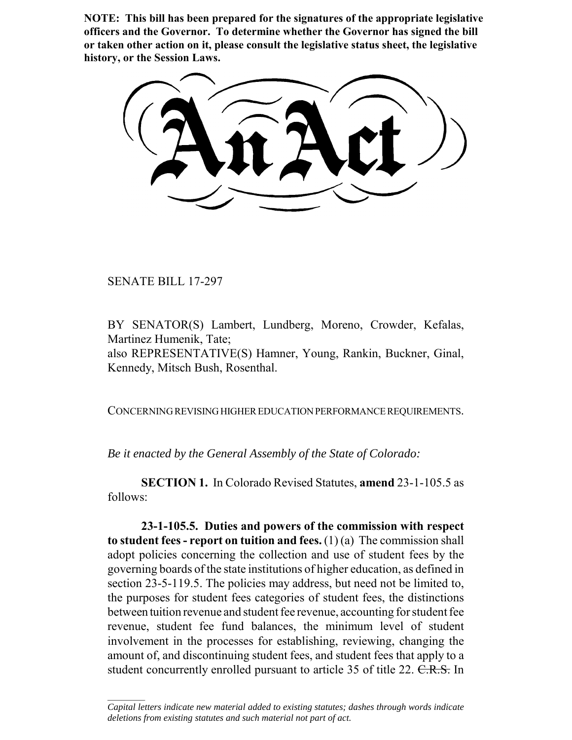**NOTE: This bill has been prepared for the signatures of the appropriate legislative officers and the Governor. To determine whether the Governor has signed the bill or taken other action on it, please consult the legislative status sheet, the legislative history, or the Session Laws.**

# An Act

SENATE BILL 17-297

BY SENATOR(S) Lambert, Lundberg, Moreno, Crowder, Kefalas, Martinez Humenik, Tate;
also REPRESENTATIVE(S) Hamner, Young, Rankin, Buckner, Ginal, Kennedy, Mitsch Bush, Rosenthal.

CONCERNING REVISING HIGHER EDUCATION PERFORMANCE REQUIREMENTS.

*Be it enacted by the General Assembly of the State of Colorado:*

**SECTION 1.** In Colorado Revised Statutes, **amend** 23-1-105.5 as follows:

**23-1-105.5. Duties and powers of the commission with respect to student fees - report on tuition and fees.** (1) (a) The commission shall adopt policies concerning the collection and use of student fees by the governing boards of the state institutions of higher education, as defined in section 23-5-119.5. The policies may address, but need not be limited to, the purposes for student fees categories of student fees, the distinctions between tuition revenue and student fee revenue, accounting for student fee revenue, student fee fund balances, the minimum level of student involvement in the processes for establishing, reviewing, changing the amount of, and discontinuing student fees, and student fees that apply to a student concurrently enrolled pursuant to article 35 of title 22. ~~C.R.S.~~ In

*Capital letters indicate new material added to existing statutes; dashes through words indicate deletions from existing statutes and such material not part of act.*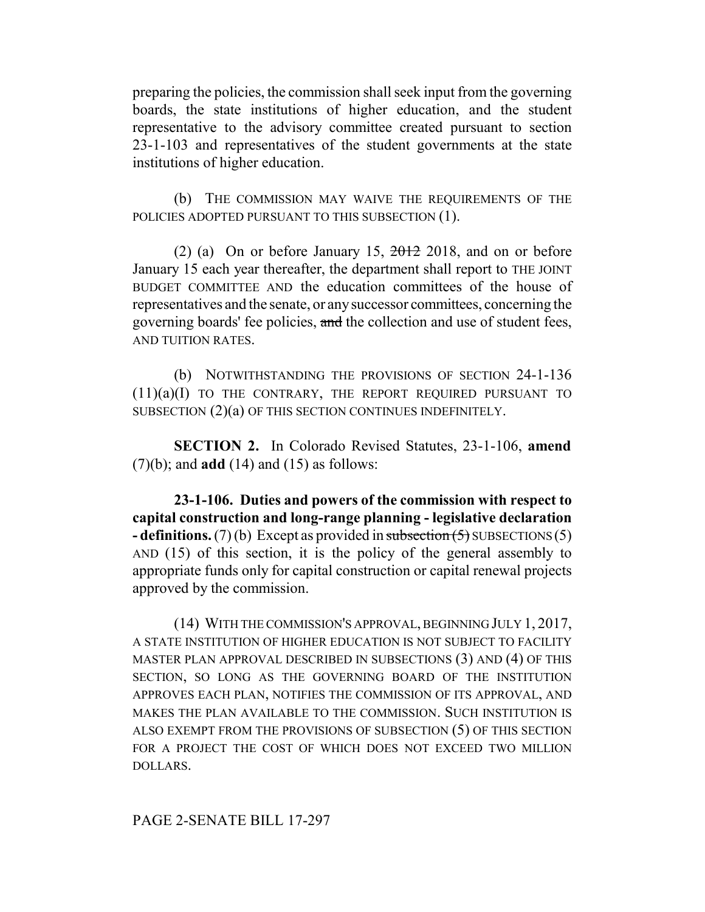preparing the policies, the commission shall seek input from the governing boards, the state institutions of higher education, and the student representative to the advisory committee created pursuant to section 23-1-103 and representatives of the student governments at the state institutions of higher education.

(b) THE COMMISSION MAY WAIVE THE REQUIREMENTS OF THE POLICIES ADOPTED PURSUANT TO THIS SUBSECTION (1).

(2) (a) On or before January 15, ~~2012~~ 2018, and on or before January 15 each year thereafter, the department shall report to THE JOINT BUDGET COMMITTEE AND the education committees of the house of representatives and the senate, or any successor committees, concerning the governing boards' fee policies, ~~and~~ the collection and use of student fees, AND TUITION RATES.

(b) NOTWITHSTANDING THE PROVISIONS OF SECTION 24-1-136 (11)(a)(I) TO THE CONTRARY, THE REPORT REQUIRED PURSUANT TO SUBSECTION (2)(a) OF THIS SECTION CONTINUES INDEFINITELY.

**SECTION 2.** In Colorado Revised Statutes, 23-1-106, **amend** (7)(b); and **add** (14) and (15) as follows:

**23-1-106. Duties and powers of the commission with respect to capital construction and long-range planning - legislative declaration - definitions.** (7) (b) Except as provided in ~~subsection (5)~~ SUBSECTIONS (5) AND (15) of this section, it is the policy of the general assembly to appropriate funds only for capital construction or capital renewal projects approved by the commission.

(14) WITH THE COMMISSION'S APPROVAL, BEGINNING JULY 1, 2017, A STATE INSTITUTION OF HIGHER EDUCATION IS NOT SUBJECT TO FACILITY MASTER PLAN APPROVAL DESCRIBED IN SUBSECTIONS (3) AND (4) OF THIS SECTION, SO LONG AS THE GOVERNING BOARD OF THE INSTITUTION APPROVES EACH PLAN, NOTIFIES THE COMMISSION OF ITS APPROVAL, AND MAKES THE PLAN AVAILABLE TO THE COMMISSION. SUCH INSTITUTION IS ALSO EXEMPT FROM THE PROVISIONS OF SUBSECTION (5) OF THIS SECTION FOR A PROJECT THE COST OF WHICH DOES NOT EXCEED TWO MILLION DOLLARS.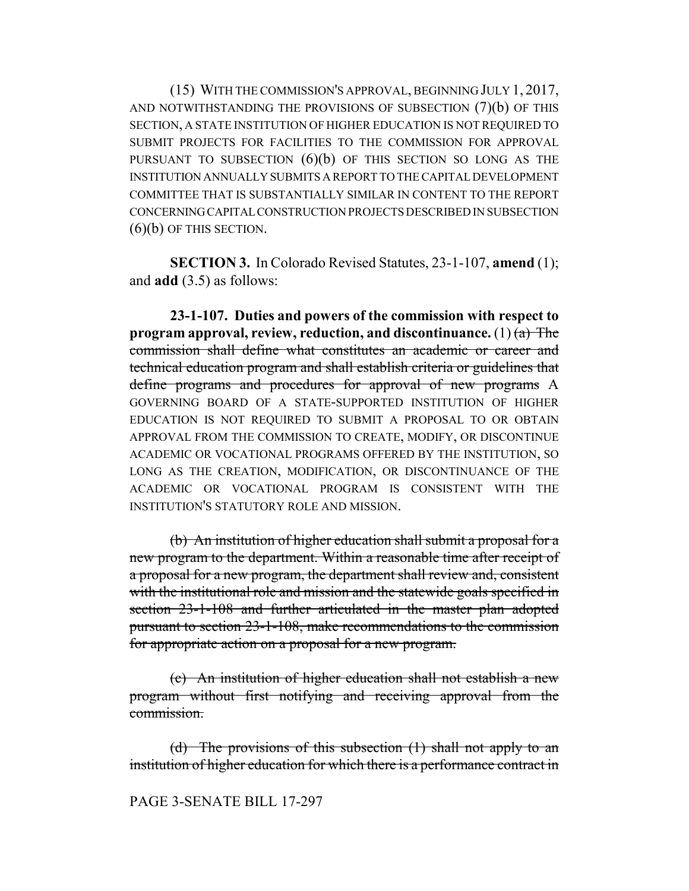(15) WITH THE COMMISSION'S APPROVAL, BEGINNING JULY 1, 2017, AND NOTWITHSTANDING THE PROVISIONS OF SUBSECTION (7)(b) OF THIS SECTION, A STATE INSTITUTION OF HIGHER EDUCATION IS NOT REQUIRED TO SUBMIT PROJECTS FOR FACILITIES TO THE COMMISSION FOR APPROVAL PURSUANT TO SUBSECTION (6)(b) OF THIS SECTION SO LONG AS THE INSTITUTION ANNUALLY SUBMITS A REPORT TO THE CAPITAL DEVELOPMENT COMMITTEE THAT IS SUBSTANTIALLY SIMILAR IN CONTENT TO THE REPORT CONCERNING CAPITAL CONSTRUCTION PROJECTS DESCRIBED IN SUBSECTION (6)(b) OF THIS SECTION.

**SECTION 3.** In Colorado Revised Statutes, 23-1-107, **amend** (1); and **add** (3.5) as follows:

**23-1-107. Duties and powers of the commission with respect to program approval, review, reduction, and discontinuance.** (1) ~~(a) The commission shall define what constitutes an academic or career and technical education program and shall establish criteria or guidelines that define programs and procedures for approval of new programs~~ A GOVERNING BOARD OF A STATE-SUPPORTED INSTITUTION OF HIGHER EDUCATION IS NOT REQUIRED TO SUBMIT A PROPOSAL TO OR OBTAIN APPROVAL FROM THE COMMISSION TO CREATE, MODIFY, OR DISCONTINUE ACADEMIC OR VOCATIONAL PROGRAMS OFFERED BY THE INSTITUTION, SO LONG AS THE CREATION, MODIFICATION, OR DISCONTINUANCE OF THE ACADEMIC OR VOCATIONAL PROGRAM IS CONSISTENT WITH THE INSTITUTION'S STATUTORY ROLE AND MISSION.

~~(b) An institution of higher education shall submit a proposal for a new program to the department. Within a reasonable time after receipt of a proposal for a new program, the department shall review and, consistent with the institutional role and mission and the statewide goals specified in section 23-1-108 and further articulated in the master plan adopted pursuant to section 23-1-108, make recommendations to the commission for appropriate action on a proposal for a new program.~~

~~(c) An institution of higher education shall not establish a new program without first notifying and receiving approval from the commission.~~

~~(d) The provisions of this subsection (1) shall not apply to an institution of higher education for which there is a performance contract in~~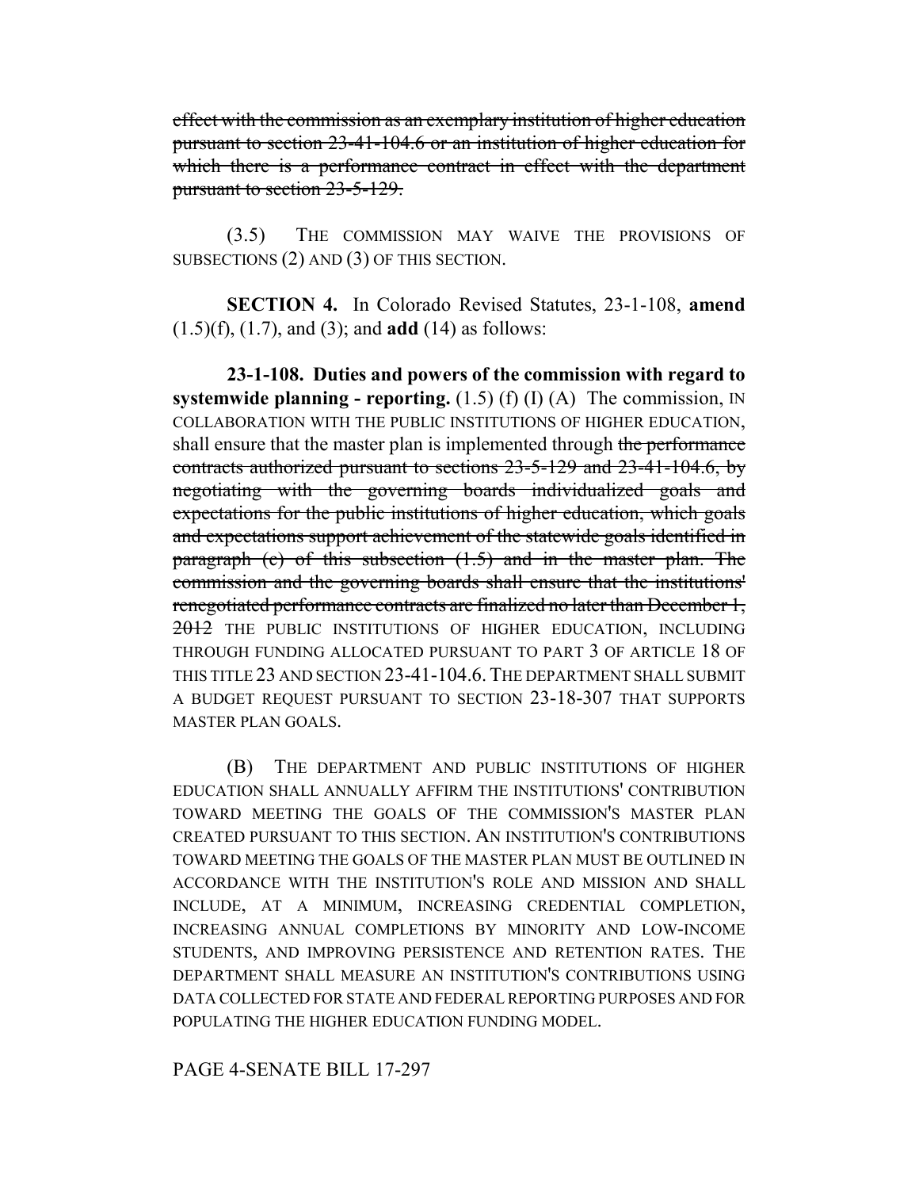~~effect with the commission as an exemplary institution of higher education pursuant to section 23-41-104.6 or an institution of higher education for which there is a performance contract in effect with the department pursuant to section 23-5-129.~~

(3.5) THE COMMISSION MAY WAIVE THE PROVISIONS OF SUBSECTIONS (2) AND (3) OF THIS SECTION.

**SECTION 4.** In Colorado Revised Statutes, 23-1-108, **amend** (1.5)(f), (1.7), and (3); and **add** (14) as follows:

**23-1-108. Duties and powers of the commission with regard to systemwide planning - reporting.** (1.5) (f) (I) (A) The commission, IN COLLABORATION WITH THE PUBLIC INSTITUTIONS OF HIGHER EDUCATION, shall ensure that the master plan is implemented through ~~the performance contracts authorized pursuant to sections 23-5-129 and 23-41-104.6, by negotiating with the governing boards individualized goals and expectations for the public institutions of higher education, which goals and expectations support achievement of the statewide goals identified in paragraph (e) of this subsection (1.5) and in the master plan. The commission and the governing boards shall ensure that the institutions' renegotiated performance contracts are finalized no later than December 1, 2012~~ THE PUBLIC INSTITUTIONS OF HIGHER EDUCATION, INCLUDING THROUGH FUNDING ALLOCATED PURSUANT TO PART 3 OF ARTICLE 18 OF THIS TITLE 23 AND SECTION 23-41-104.6. THE DEPARTMENT SHALL SUBMIT A BUDGET REQUEST PURSUANT TO SECTION 23-18-307 THAT SUPPORTS MASTER PLAN GOALS.

(B) THE DEPARTMENT AND PUBLIC INSTITUTIONS OF HIGHER EDUCATION SHALL ANNUALLY AFFIRM THE INSTITUTIONS' CONTRIBUTION TOWARD MEETING THE GOALS OF THE COMMISSION'S MASTER PLAN CREATED PURSUANT TO THIS SECTION. AN INSTITUTION'S CONTRIBUTIONS TOWARD MEETING THE GOALS OF THE MASTER PLAN MUST BE OUTLINED IN ACCORDANCE WITH THE INSTITUTION'S ROLE AND MISSION AND SHALL INCLUDE, AT A MINIMUM, INCREASING CREDENTIAL COMPLETION, INCREASING ANNUAL COMPLETIONS BY MINORITY AND LOW-INCOME STUDENTS, AND IMPROVING PERSISTENCE AND RETENTION RATES. THE DEPARTMENT SHALL MEASURE AN INSTITUTION'S CONTRIBUTIONS USING DATA COLLECTED FOR STATE AND FEDERAL REPORTING PURPOSES AND FOR POPULATING THE HIGHER EDUCATION FUNDING MODEL.

PAGE 4-SENATE BILL 17-297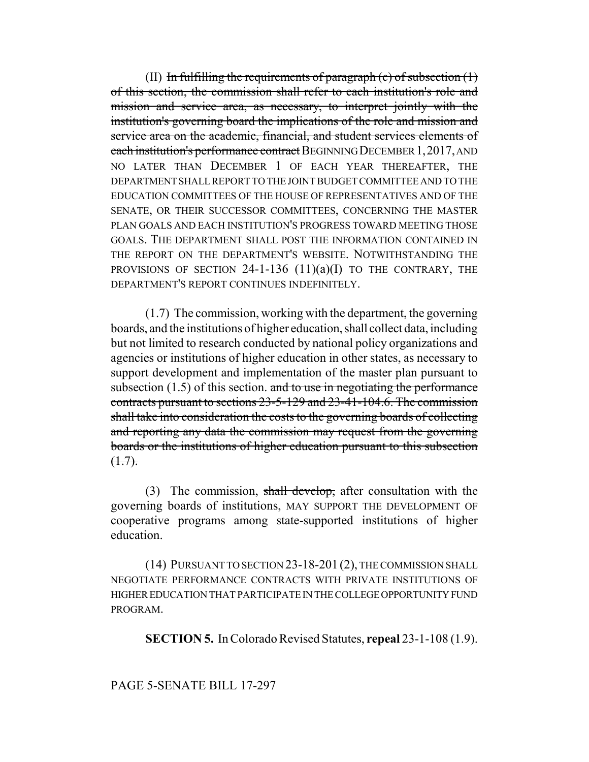(II) ~~In fulfilling the requirements of paragraph (c) of subsection (1) of this section, the commission shall refer to each institution's role and mission and service area, as necessary, to interpret jointly with the institution's governing board the implications of the role and mission and service area on the academic, financial, and student services elements of each institution's performance contract~~ BEGINNING DECEMBER 1, 2017, AND NO LATER THAN DECEMBER 1 OF EACH YEAR THEREAFTER, THE DEPARTMENT SHALL REPORT TO THE JOINT BUDGET COMMITTEE AND TO THE EDUCATION COMMITTEES OF THE HOUSE OF REPRESENTATIVES AND OF THE SENATE, OR THEIR SUCCESSOR COMMITTEES, CONCERNING THE MASTER PLAN GOALS AND EACH INSTITUTION'S PROGRESS TOWARD MEETING THOSE GOALS. THE DEPARTMENT SHALL POST THE INFORMATION CONTAINED IN THE REPORT ON THE DEPARTMENT'S WEBSITE. NOTWITHSTANDING THE PROVISIONS OF SECTION 24-1-136 (11)(a)(I) TO THE CONTRARY, THE DEPARTMENT'S REPORT CONTINUES INDEFINITELY.

(1.7) The commission, working with the department, the governing boards, and the institutions of higher education, shall collect data, including but not limited to research conducted by national policy organizations and agencies or institutions of higher education in other states, as necessary to support development and implementation of the master plan pursuant to subsection (1.5) of this section. ~~and to use in negotiating the performance contracts pursuant to sections 23-5-129 and 23-41-104.6. The commission shall take into consideration the costs to the governing boards of collecting and reporting any data the commission may request from the governing boards or the institutions of higher education pursuant to this subsection (1.7).~~

(3) The commission, ~~shall develop,~~ after consultation with the governing boards of institutions, MAY SUPPORT THE DEVELOPMENT OF cooperative programs among state-supported institutions of higher education.

(14) PURSUANT TO SECTION 23-18-201 (2), THE COMMISSION SHALL NEGOTIATE PERFORMANCE CONTRACTS WITH PRIVATE INSTITUTIONS OF HIGHER EDUCATION THAT PARTICIPATE IN THE COLLEGE OPPORTUNITY FUND PROGRAM.

**SECTION 5.** In Colorado Revised Statutes, **repeal** 23-1-108 (1.9).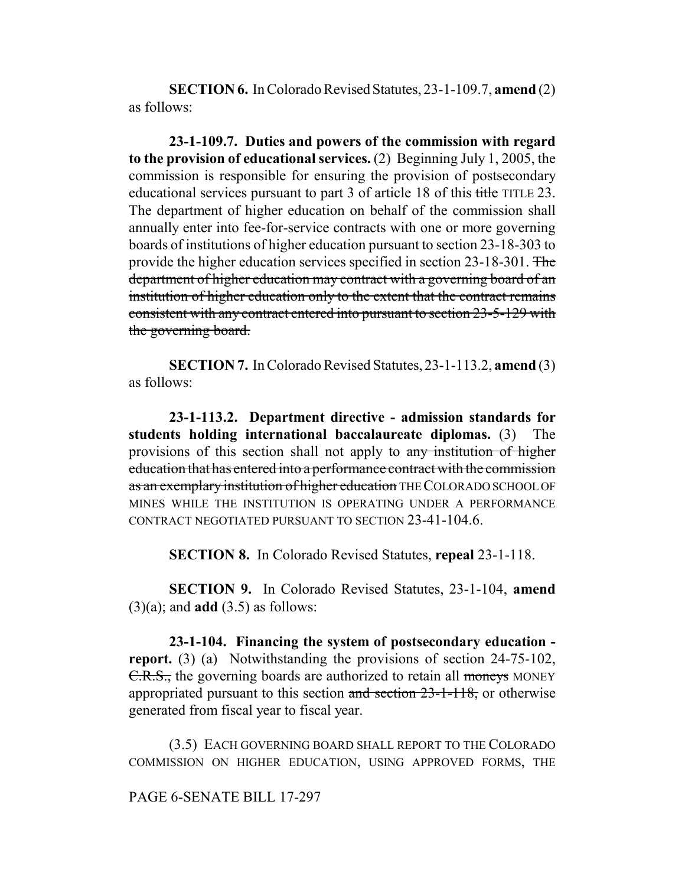**SECTION 6.** In Colorado Revised Statutes, 23-1-109.7, **amend** (2) as follows:

**23-1-109.7. Duties and powers of the commission with regard to the provision of educational services.** (2) Beginning July 1, 2005, the commission is responsible for ensuring the provision of postsecondary educational services pursuant to part 3 of article 18 of this ~~title~~ TITLE 23. The department of higher education on behalf of the commission shall annually enter into fee-for-service contracts with one or more governing boards of institutions of higher education pursuant to section 23-18-303 to provide the higher education services specified in section 23-18-301. ~~The department of higher education may contract with a governing board of an institution of higher education only to the extent that the contract remains consistent with any contract entered into pursuant to section 23-5-129 with the governing board.~~

**SECTION 7.** In Colorado Revised Statutes, 23-1-113.2, **amend** (3) as follows:

**23-1-113.2. Department directive - admission standards for students holding international baccalaureate diplomas.** (3) The provisions of this section shall not apply to ~~any institution of higher education that has entered into a performance contract with the commission as an exemplary institution of higher education~~ THE COLORADO SCHOOL OF MINES WHILE THE INSTITUTION IS OPERATING UNDER A PERFORMANCE CONTRACT NEGOTIATED PURSUANT TO SECTION 23-41-104.6.

**SECTION 8.** In Colorado Revised Statutes, **repeal** 23-1-118.

**SECTION 9.** In Colorado Revised Statutes, 23-1-104, **amend** (3)(a); and **add** (3.5) as follows:

**23-1-104. Financing the system of postsecondary education - report.** (3) (a) Notwithstanding the provisions of section 24-75-102, ~~C.R.S.~~, the governing boards are authorized to retain all ~~moneys~~ MONEY appropriated pursuant to this section ~~and section 23-1-118~~, or otherwise generated from fiscal year to fiscal year.

(3.5) EACH GOVERNING BOARD SHALL REPORT TO THE COLORADO COMMISSION ON HIGHER EDUCATION, USING APPROVED FORMS, THE

PAGE 6-SENATE BILL 17-297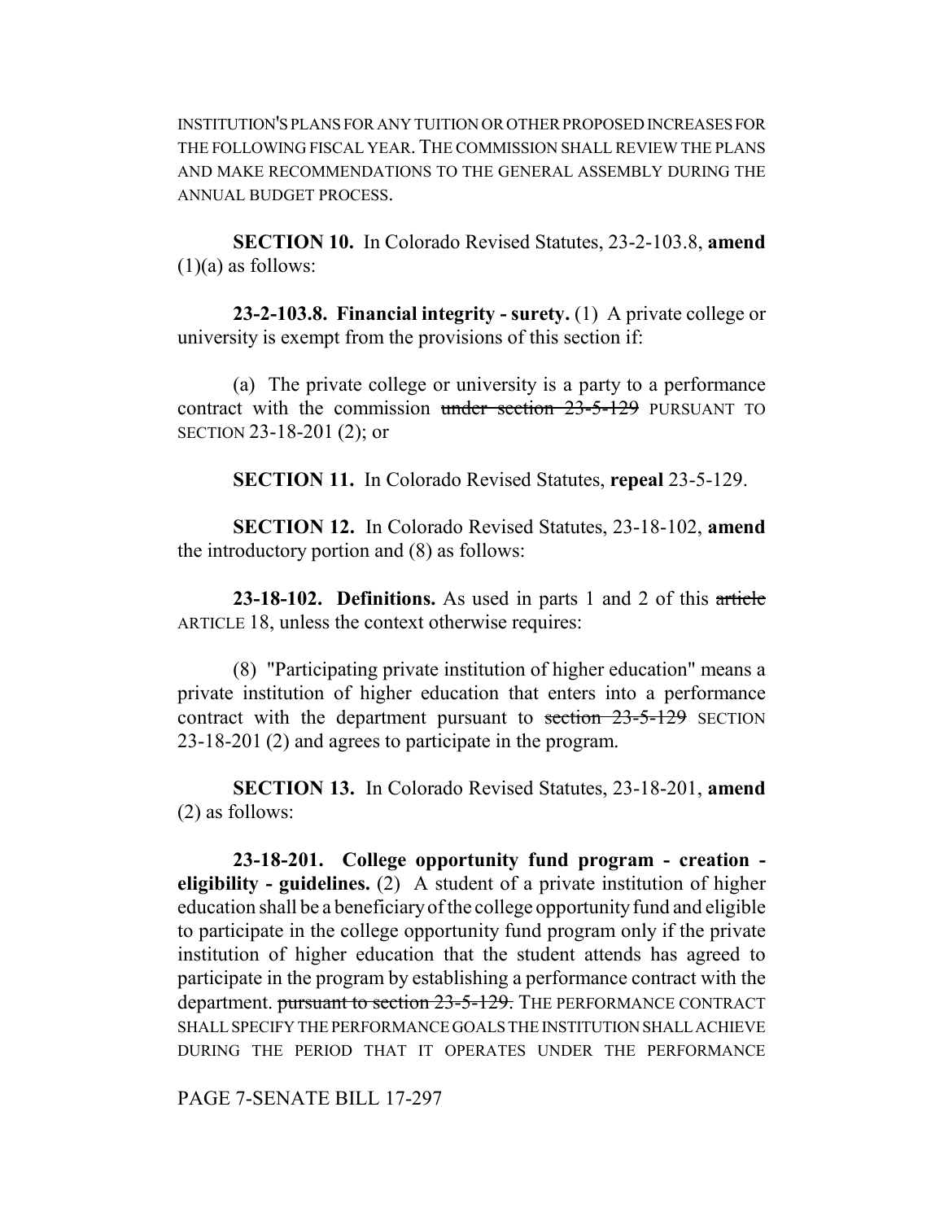INSTITUTION'S PLANS FOR ANY TUITION OR OTHER PROPOSED INCREASES FOR THE FOLLOWING FISCAL YEAR. THE COMMISSION SHALL REVIEW THE PLANS AND MAKE RECOMMENDATIONS TO THE GENERAL ASSEMBLY DURING THE ANNUAL BUDGET PROCESS.

**SECTION 10.** In Colorado Revised Statutes, 23-2-103.8, **amend** (1)(a) as follows:

**23-2-103.8. Financial integrity - surety.** (1) A private college or university is exempt from the provisions of this section if:

(a) The private college or university is a party to a performance contract with the commission ~~under section 23-5-129~~ PURSUANT TO SECTION 23-18-201 (2); or

**SECTION 11.** In Colorado Revised Statutes, **repeal** 23-5-129.

**SECTION 12.** In Colorado Revised Statutes, 23-18-102, **amend** the introductory portion and (8) as follows:

**23-18-102. Definitions.** As used in parts 1 and 2 of this ~~article~~ ARTICLE 18, unless the context otherwise requires:

(8) "Participating private institution of higher education" means a private institution of higher education that enters into a performance contract with the department pursuant to ~~section 23-5-129~~ SECTION 23-18-201 (2) and agrees to participate in the program.

**SECTION 13.** In Colorado Revised Statutes, 23-18-201, **amend** (2) as follows:

**23-18-201. College opportunity fund program - creation - eligibility - guidelines.** (2) A student of a private institution of higher education shall be a beneficiary of the college opportunity fund and eligible to participate in the college opportunity fund program only if the private institution of higher education that the student attends has agreed to participate in the program by establishing a performance contract with the department. ~~pursuant to section 23-5-129.~~ THE PERFORMANCE CONTRACT SHALL SPECIFY THE PERFORMANCE GOALS THE INSTITUTION SHALL ACHIEVE DURING THE PERIOD THAT IT OPERATES UNDER THE PERFORMANCE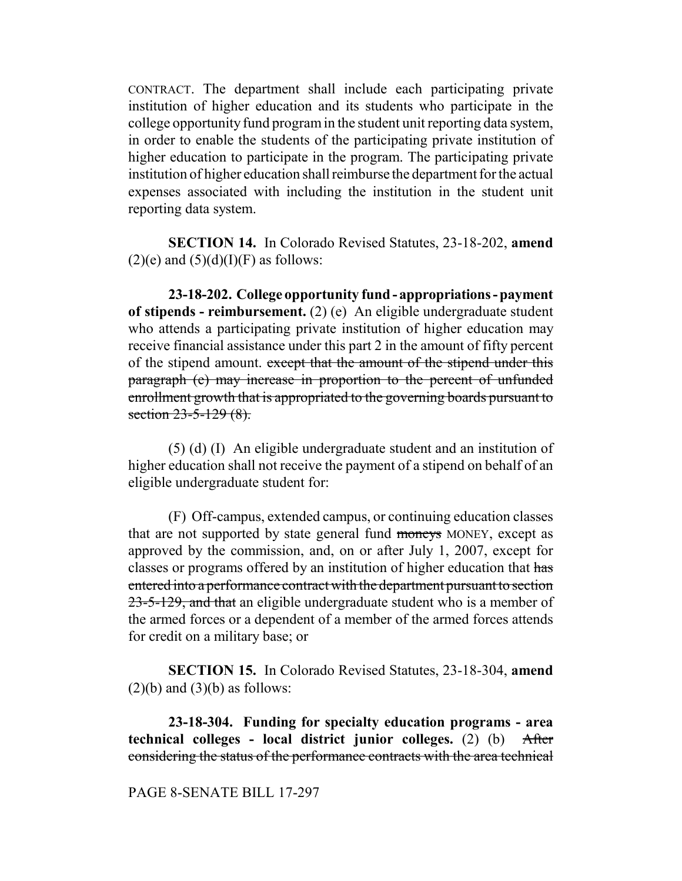CONTRACT. The department shall include each participating private institution of higher education and its students who participate in the college opportunity fund program in the student unit reporting data system, in order to enable the students of the participating private institution of higher education to participate in the program. The participating private institution of higher education shall reimburse the department for the actual expenses associated with including the institution in the student unit reporting data system.

**SECTION 14.** In Colorado Revised Statutes, 23-18-202, **amend** (2)(e) and (5)(d)(I)(F) as follows:

**23-18-202. College opportunity fund - appropriations - payment of stipends - reimbursement.** (2) (e) An eligible undergraduate student who attends a participating private institution of higher education may receive financial assistance under this part 2 in the amount of fifty percent of the stipend amount. ~~except that the amount of the stipend under this paragraph (e) may increase in proportion to the percent of unfunded enrollment growth that is appropriated to the governing boards pursuant to section 23-5-129 (8).~~

(5) (d) (I) An eligible undergraduate student and an institution of higher education shall not receive the payment of a stipend on behalf of an eligible undergraduate student for:

(F) Off-campus, extended campus, or continuing education classes that are not supported by state general fund ~~moneys~~ MONEY, except as approved by the commission, and, on or after July 1, 2007, except for classes or programs offered by an institution of higher education that ~~has entered into a performance contract with the department pursuant to section 23-5-129, and that~~ an eligible undergraduate student who is a member of the armed forces or a dependent of a member of the armed forces attends for credit on a military base; or

**SECTION 15.** In Colorado Revised Statutes, 23-18-304, **amend** (2)(b) and (3)(b) as follows:

**23-18-304. Funding for specialty education programs - area technical colleges - local district junior colleges.** (2) (b) ~~After considering the status of the performance contracts with the area technical~~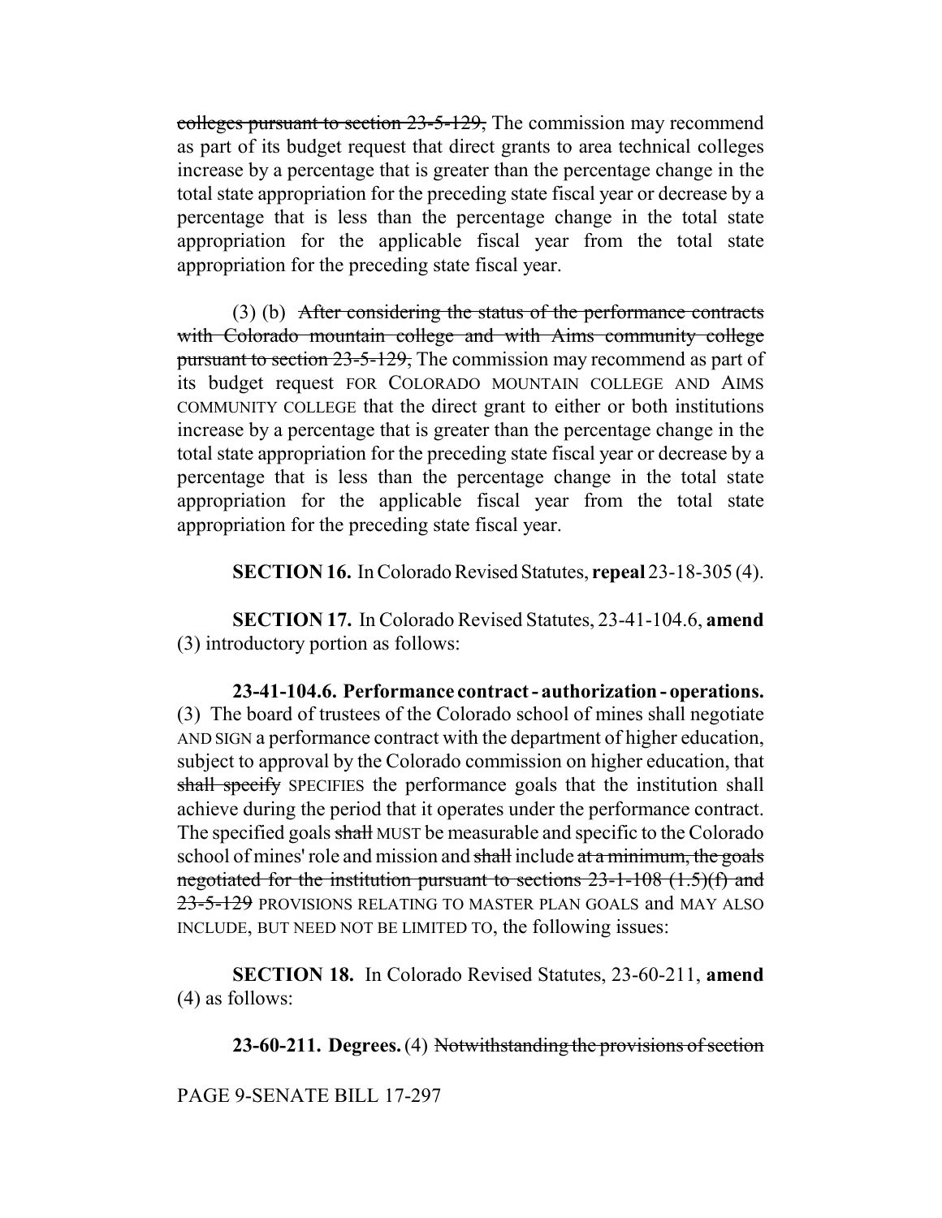colleges pursuant to section 23-5-129, The commission may recommend as part of its budget request that direct grants to area technical colleges increase by a percentage that is greater than the percentage change in the total state appropriation for the preceding state fiscal year or decrease by a percentage that is less than the percentage change in the total state appropriation for the applicable fiscal year from the total state appropriation for the preceding state fiscal year.

(3) (b) After considering the status of the performance contracts with Colorado mountain college and with Aims community college pursuant to section 23-5-129, The commission may recommend as part of its budget request FOR COLORADO MOUNTAIN COLLEGE AND AIMS COMMUNITY COLLEGE that the direct grant to either or both institutions increase by a percentage that is greater than the percentage change in the total state appropriation for the preceding state fiscal year or decrease by a percentage that is less than the percentage change in the total state appropriation for the applicable fiscal year from the total state appropriation for the preceding state fiscal year.

**SECTION 16.** In Colorado Revised Statutes, **repeal** 23-18-305 (4).

**SECTION 17.** In Colorado Revised Statutes, 23-41-104.6, **amend** (3) introductory portion as follows:

**23-41-104.6. Performance contract - authorization - operations.** (3) The board of trustees of the Colorado school of mines shall negotiate AND SIGN a performance contract with the department of higher education, subject to approval by the Colorado commission on higher education, that shall specify SPECIFIES the performance goals that the institution shall achieve during the period that it operates under the performance contract. The specified goals shall MUST be measurable and specific to the Colorado school of mines' role and mission and shall include at a minimum, the goals negotiated for the institution pursuant to sections 23-1-108 (1.5)(f) and 23-5-129 PROVISIONS RELATING TO MASTER PLAN GOALS and MAY ALSO INCLUDE, BUT NEED NOT BE LIMITED TO, the following issues:

**SECTION 18.** In Colorado Revised Statutes, 23-60-211, **amend** (4) as follows:

**23-60-211. Degrees.** (4) Notwithstanding the provisions of section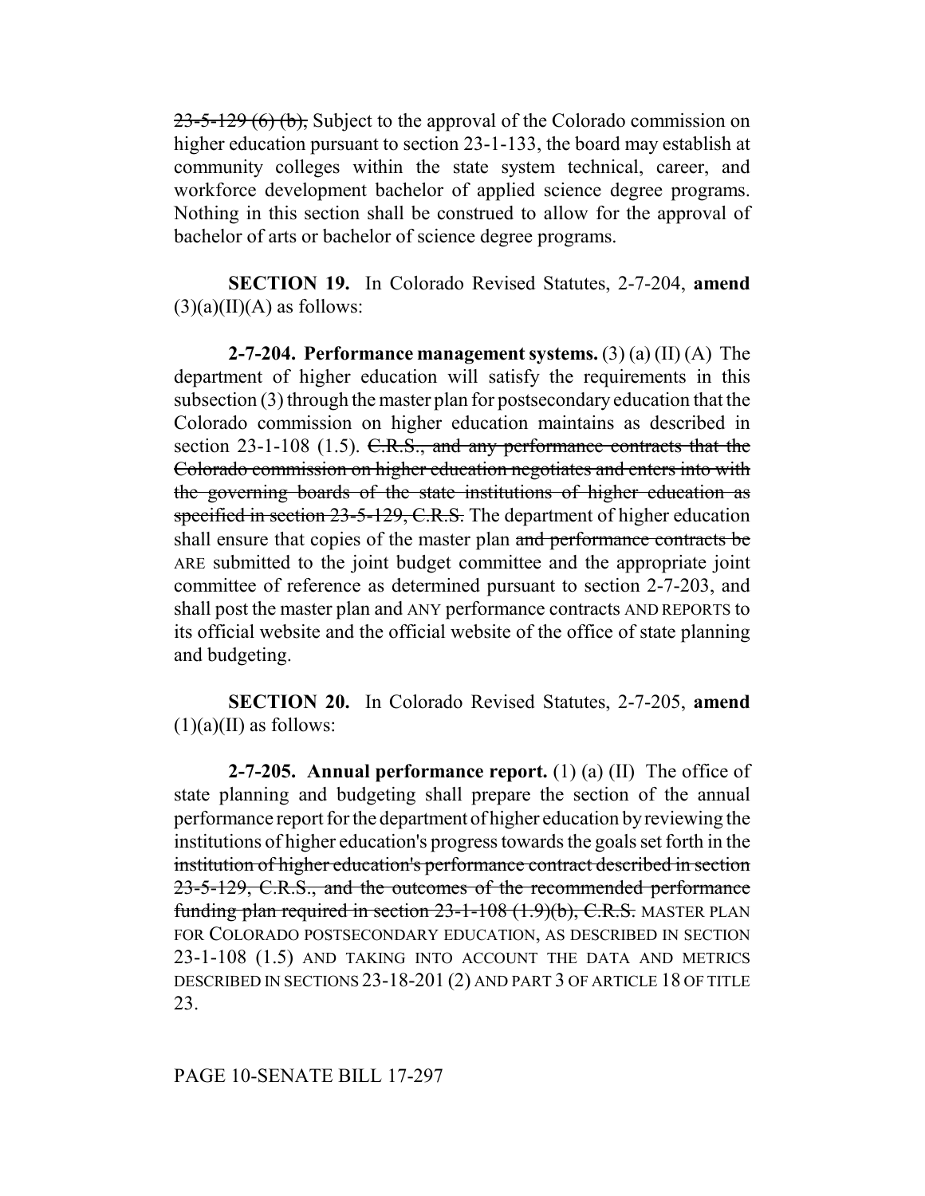~~23-5-129 (6) (b),~~ Subject to the approval of the Colorado commission on higher education pursuant to section 23-1-133, the board may establish at community colleges within the state system technical, career, and workforce development bachelor of applied science degree programs. Nothing in this section shall be construed to allow for the approval of bachelor of arts or bachelor of science degree programs.

**SECTION 19.** In Colorado Revised Statutes, 2-7-204, **amend** (3)(a)(II)(A) as follows:

**2-7-204. Performance management systems.** (3) (a) (II) (A) The department of higher education will satisfy the requirements in this subsection (3) through the master plan for postsecondary education that the Colorado commission on higher education maintains as described in section 23-1-108 (1.5). ~~C.R.S., and any performance contracts that the Colorado commission on higher education negotiates and enters into with the governing boards of the state institutions of higher education as specified in section 23-5-129, C.R.S.~~ The department of higher education shall ensure that copies of the master plan ~~and performance contracts be~~ ARE submitted to the joint budget committee and the appropriate joint committee of reference as determined pursuant to section 2-7-203, and shall post the master plan and ANY performance contracts AND REPORTS to its official website and the official website of the office of state planning and budgeting.

**SECTION 20.** In Colorado Revised Statutes, 2-7-205, **amend** (1)(a)(II) as follows:

**2-7-205. Annual performance report.** (1) (a) (II) The office of state planning and budgeting shall prepare the section of the annual performance report for the department of higher education by reviewing the institutions of higher education's progress towards the goals set forth in the ~~institution of higher education's performance contract described in section 23-5-129, C.R.S., and the outcomes of the recommended performance funding plan required in section 23-1-108 (1.9)(b), C.R.S.~~ MASTER PLAN FOR COLORADO POSTSECONDARY EDUCATION, AS DESCRIBED IN SECTION 23-1-108 (1.5) AND TAKING INTO ACCOUNT THE DATA AND METRICS DESCRIBED IN SECTIONS 23-18-201 (2) AND PART 3 OF ARTICLE 18 OF TITLE 23.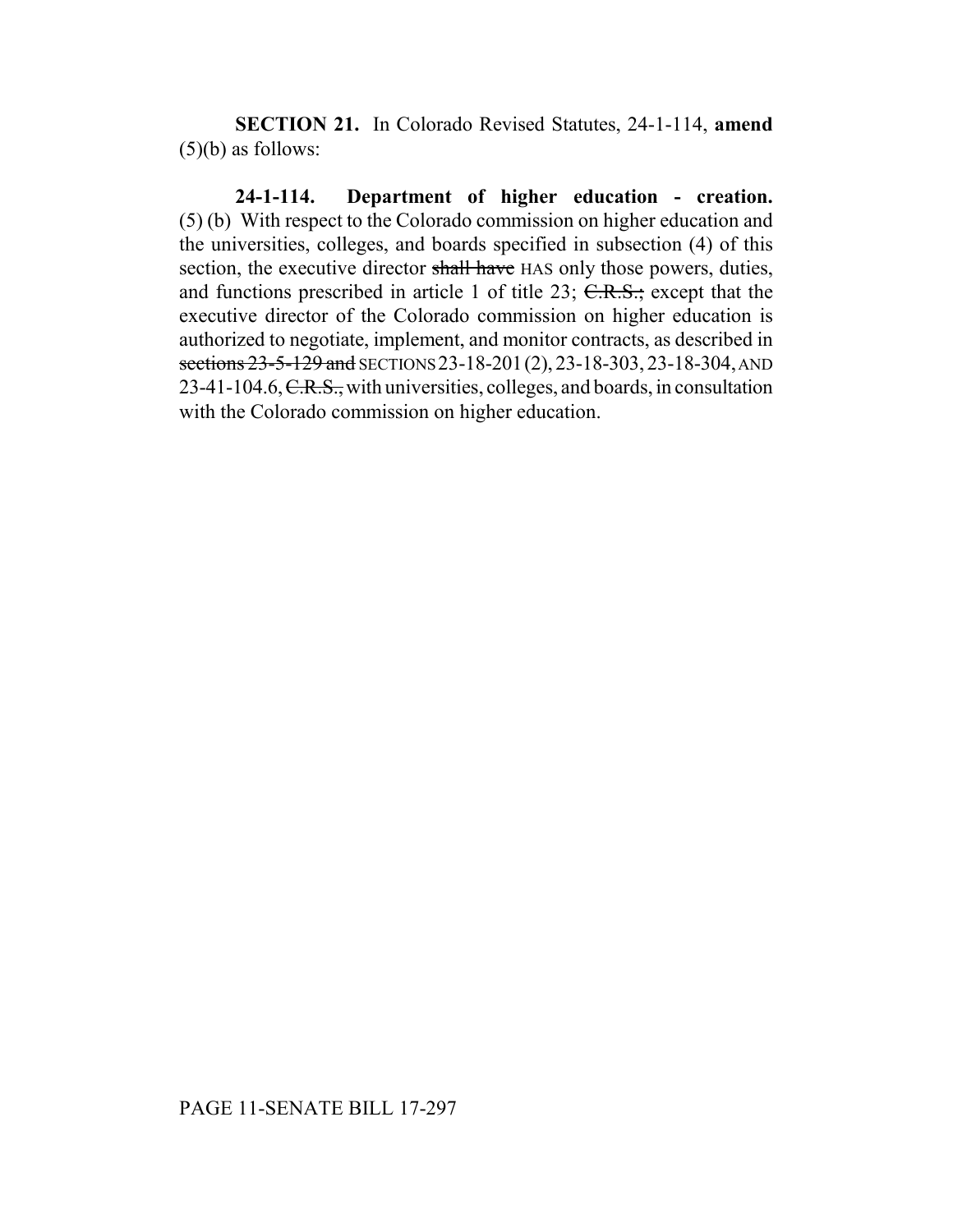**SECTION 21.** In Colorado Revised Statutes, 24-1-114, **amend** (5)(b) as follows:

**24-1-114. Department of higher education - creation.** (5) (b) With respect to the Colorado commission on higher education and the universities, colleges, and boards specified in subsection (4) of this section, the executive director ~~shall have~~ HAS only those powers, duties, and functions prescribed in article 1 of title 23; ~~C.R.S.;~~ except that the executive director of the Colorado commission on higher education is authorized to negotiate, implement, and monitor contracts, as described in ~~sections 23-5-129 and~~ SECTIONS 23-18-201 (2), 23-18-303, 23-18-304, AND 23-41-104.6, ~~C.R.S.,~~ with universities, colleges, and boards, in consultation with the Colorado commission on higher education.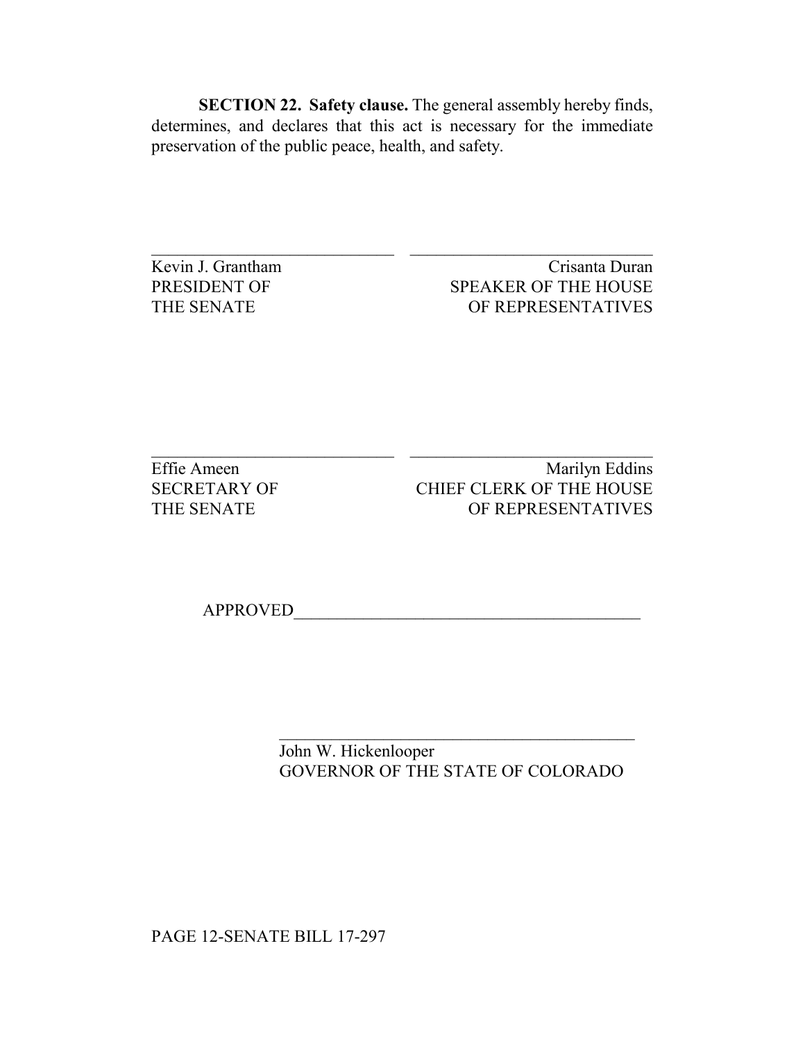**SECTION 22. Safety clause.** The general assembly hereby finds, determines, and declares that this act is necessary for the immediate preservation of the public peace, health, and safety.

| | |
|---|---|
| \_\_\_\_\_\_\_\_\_\_\_\_\_\_\_\_\_\_\_\_\_\_\_\_\_\_\_\_ | \_\_\_\_\_\_\_\_\_\_\_\_\_\_\_\_\_\_\_\_\_\_\_\_\_\_\_\_ |
| Kevin J. Grantham | Crisanta Duran |
| PRESIDENT OF THE SENATE | SPEAKER OF THE HOUSE OF REPRESENTATIVES |

| | |
|---|---|
| \_\_\_\_\_\_\_\_\_\_\_\_\_\_\_\_\_\_\_\_\_\_\_\_\_\_\_\_ | \_\_\_\_\_\_\_\_\_\_\_\_\_\_\_\_\_\_\_\_\_\_\_\_\_\_\_\_ |
| Effie Ameen | Marilyn Eddins |
| SECRETARY OF THE SENATE | CHIEF CLERK OF THE HOUSE OF REPRESENTATIVES |

APPROVED\_\_\_\_\_\_\_\_\_\_\_\_\_\_\_\_\_\_\_\_\_\_\_\_\_\_\_\_\_\_\_\_\_\_\_\_\_\_\_\_

\_\_\_\_\_\_\_\_\_\_\_\_\_\_\_\_\_\_\_\_\_\_\_\_\_\_\_\_\_\_\_\_\_\_\_\_\_\_\_\_

John W. Hickenlooper
GOVERNOR OF THE STATE OF COLORADO